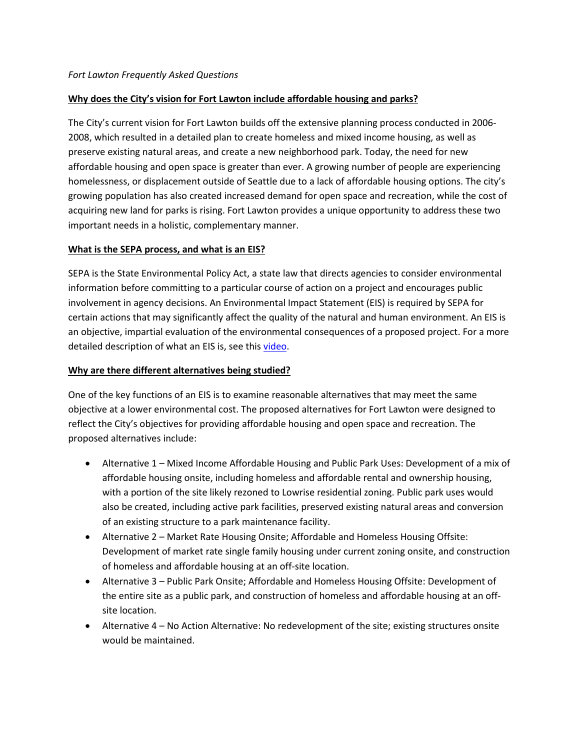*Fort Lawton Frequently Asked Questions*

## Why does the City's vision for Fort Lawton include affordable housing and parks?

The City's current vision for Fort Lawton builds off the extensive planning process conducted in 2006-2008, which resulted in a detailed plan to create homeless and mixed income housing, as well as preserve existing natural areas, and create a new neighborhood park. Today, the need for new affordable housing and open space is greater than ever. A growing number of people are experiencing homelessness, or displacement outside of Seattle due to a lack of affordable housing options. The city's growing population has also created increased demand for open space and recreation, while the cost of acquiring new land for parks is rising. Fort Lawton provides a unique opportunity to address these two important needs in a holistic, complementary manner.

## What is the SEPA process, and what is an EIS?

SEPA is the State Environmental Policy Act, a state law that directs agencies to consider environmental information before committing to a particular course of action on a project and encourages public involvement in agency decisions. An Environmental Impact Statement (EIS) is required by SEPA for certain actions that may significantly affect the quality of the natural and human environment. An EIS is an objective, impartial evaluation of the environmental consequences of a proposed project. For a more detailed description of what an EIS is, see this video.

## Why are there different alternatives being studied?

One of the key functions of an EIS is to examine reasonable alternatives that may meet the same objective at a lower environmental cost. The proposed alternatives for Fort Lawton were designed to reflect the City's objectives for providing affordable housing and open space and recreation. The proposed alternatives include:

- Alternative 1 – Mixed Income Affordable Housing and Public Park Uses: Development of a mix of affordable housing onsite, including homeless and affordable rental and ownership housing, with a portion of the site likely rezoned to Lowrise residential zoning. Public park uses would also be created, including active park facilities, preserved existing natural areas and conversion of an existing structure to a park maintenance facility.
- Alternative 2 – Market Rate Housing Onsite; Affordable and Homeless Housing Offsite: Development of market rate single family housing under current zoning onsite, and construction of homeless and affordable housing at an off-site location.
- Alternative 3 – Public Park Onsite; Affordable and Homeless Housing Offsite: Development of the entire site as a public park, and construction of homeless and affordable housing at an off-site location.
- Alternative 4 – No Action Alternative: No redevelopment of the site; existing structures onsite would be maintained.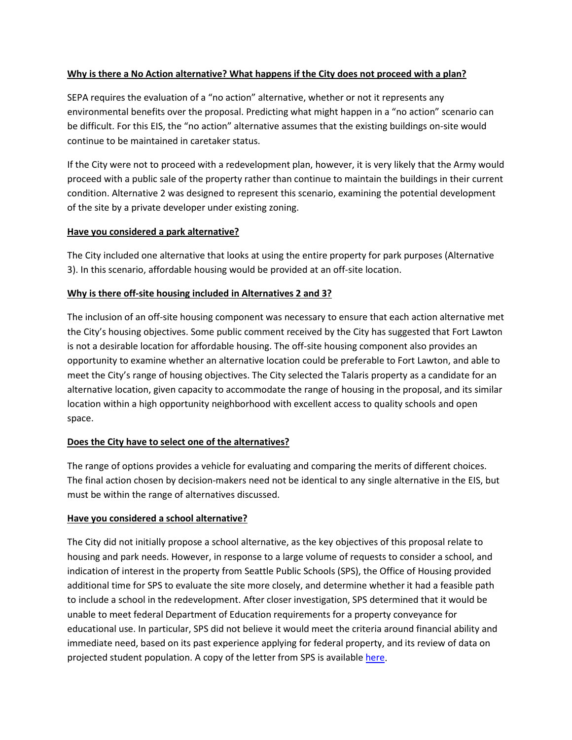**Why is there a No Action alternative? What happens if the City does not proceed with a plan?**

SEPA requires the evaluation of a "no action" alternative, whether or not it represents any environmental benefits over the proposal. Predicting what might happen in a "no action" scenario can be difficult. For this EIS, the "no action" alternative assumes that the existing buildings on-site would continue to be maintained in caretaker status.

If the City were not to proceed with a redevelopment plan, however, it is very likely that the Army would proceed with a public sale of the property rather than continue to maintain the buildings in their current condition. Alternative 2 was designed to represent this scenario, examining the potential development of the site by a private developer under existing zoning.

**Have you considered a park alternative?**

The City included one alternative that looks at using the entire property for park purposes (Alternative 3). In this scenario, affordable housing would be provided at an off-site location.

**Why is there off-site housing included in Alternatives 2 and 3?**

The inclusion of an off-site housing component was necessary to ensure that each action alternative met the City's housing objectives. Some public comment received by the City has suggested that Fort Lawton is not a desirable location for affordable housing. The off-site housing component also provides an opportunity to examine whether an alternative location could be preferable to Fort Lawton, and able to meet the City's range of housing objectives. The City selected the Talaris property as a candidate for an alternative location, given capacity to accommodate the range of housing in the proposal, and its similar location within a high opportunity neighborhood with excellent access to quality schools and open space.

**Does the City have to select one of the alternatives?**

The range of options provides a vehicle for evaluating and comparing the merits of different choices. The final action chosen by decision-makers need not be identical to any single alternative in the EIS, but must be within the range of alternatives discussed.

**Have you considered a school alternative?**

The City did not initially propose a school alternative, as the key objectives of this proposal relate to housing and park needs. However, in response to a large volume of requests to consider a school, and indication of interest in the property from Seattle Public Schools (SPS), the Office of Housing provided additional time for SPS to evaluate the site more closely, and determine whether it had a feasible path to include a school in the redevelopment. After closer investigation, SPS determined that it would be unable to meet federal Department of Education requirements for a property conveyance for educational use. In particular, SPS did not believe it would meet the criteria around financial ability and immediate need, based on its past experience applying for federal property, and its review of data on projected student population. A copy of the letter from SPS is available here.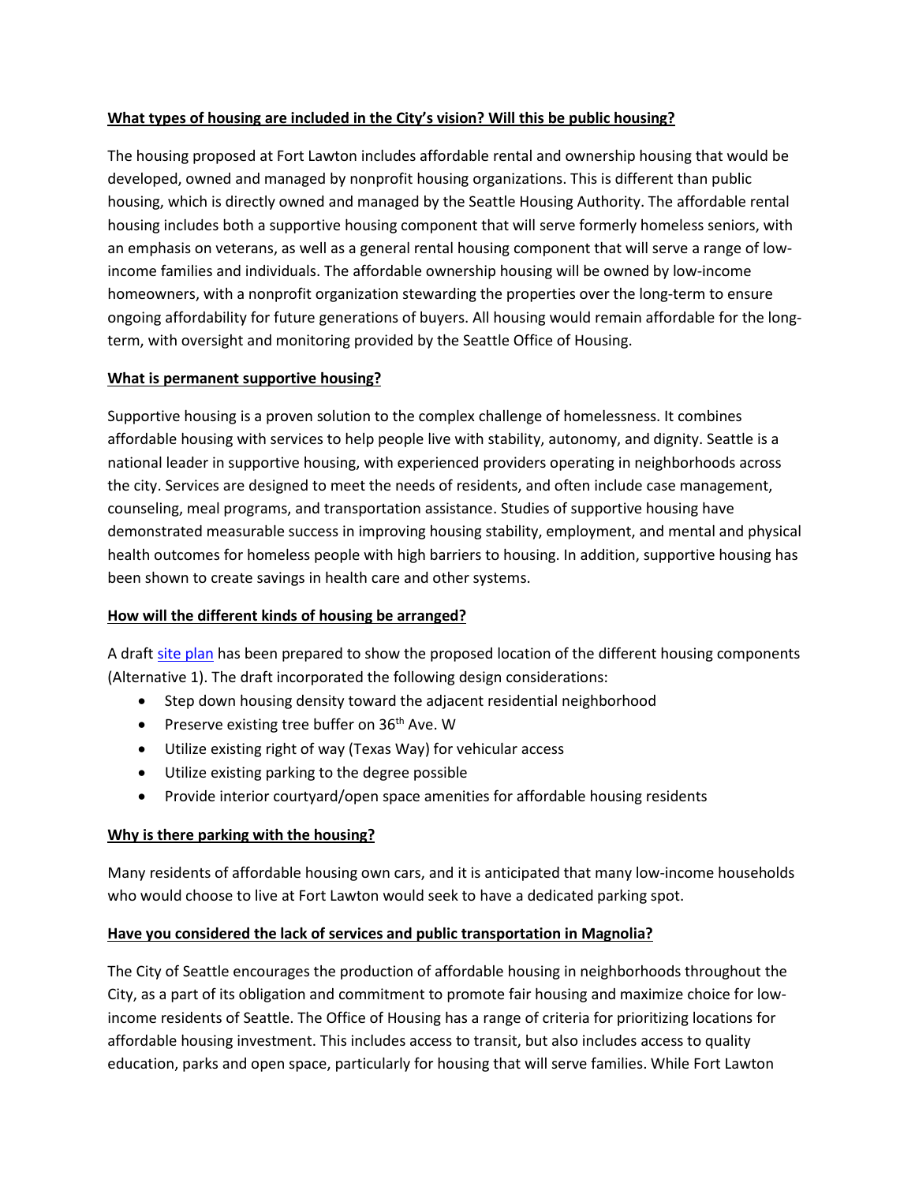**What types of housing are included in the City's vision? Will this be public housing?**

The housing proposed at Fort Lawton includes affordable rental and ownership housing that would be developed, owned and managed by nonprofit housing organizations. This is different than public housing, which is directly owned and managed by the Seattle Housing Authority. The affordable rental housing includes both a supportive housing component that will serve formerly homeless seniors, with an emphasis on veterans, as well as a general rental housing component that will serve a range of low-income families and individuals. The affordable ownership housing will be owned by low-income homeowners, with a nonprofit organization stewarding the properties over the long-term to ensure ongoing affordability for future generations of buyers. All housing would remain affordable for the long-term, with oversight and monitoring provided by the Seattle Office of Housing.

**What is permanent supportive housing?**

Supportive housing is a proven solution to the complex challenge of homelessness. It combines affordable housing with services to help people live with stability, autonomy, and dignity. Seattle is a national leader in supportive housing, with experienced providers operating in neighborhoods across the city. Services are designed to meet the needs of residents, and often include case management, counseling, meal programs, and transportation assistance. Studies of supportive housing have demonstrated measurable success in improving housing stability, employment, and mental and physical health outcomes for homeless people with high barriers to housing. In addition, supportive housing has been shown to create savings in health care and other systems.

**How will the different kinds of housing be arranged?**

A draft site plan has been prepared to show the proposed location of the different housing components (Alternative 1). The draft incorporated the following design considerations:

- Step down housing density toward the adjacent residential neighborhood
- Preserve existing tree buffer on 36th Ave. W
- Utilize existing right of way (Texas Way) for vehicular access
- Utilize existing parking to the degree possible
- Provide interior courtyard/open space amenities for affordable housing residents

**Why is there parking with the housing?**

Many residents of affordable housing own cars, and it is anticipated that many low-income households who would choose to live at Fort Lawton would seek to have a dedicated parking spot.

**Have you considered the lack of services and public transportation in Magnolia?**

The City of Seattle encourages the production of affordable housing in neighborhoods throughout the City, as a part of its obligation and commitment to promote fair housing and maximize choice for low-income residents of Seattle. The Office of Housing has a range of criteria for prioritizing locations for affordable housing investment. This includes access to transit, but also includes access to quality education, parks and open space, particularly for housing that will serve families. While Fort Lawton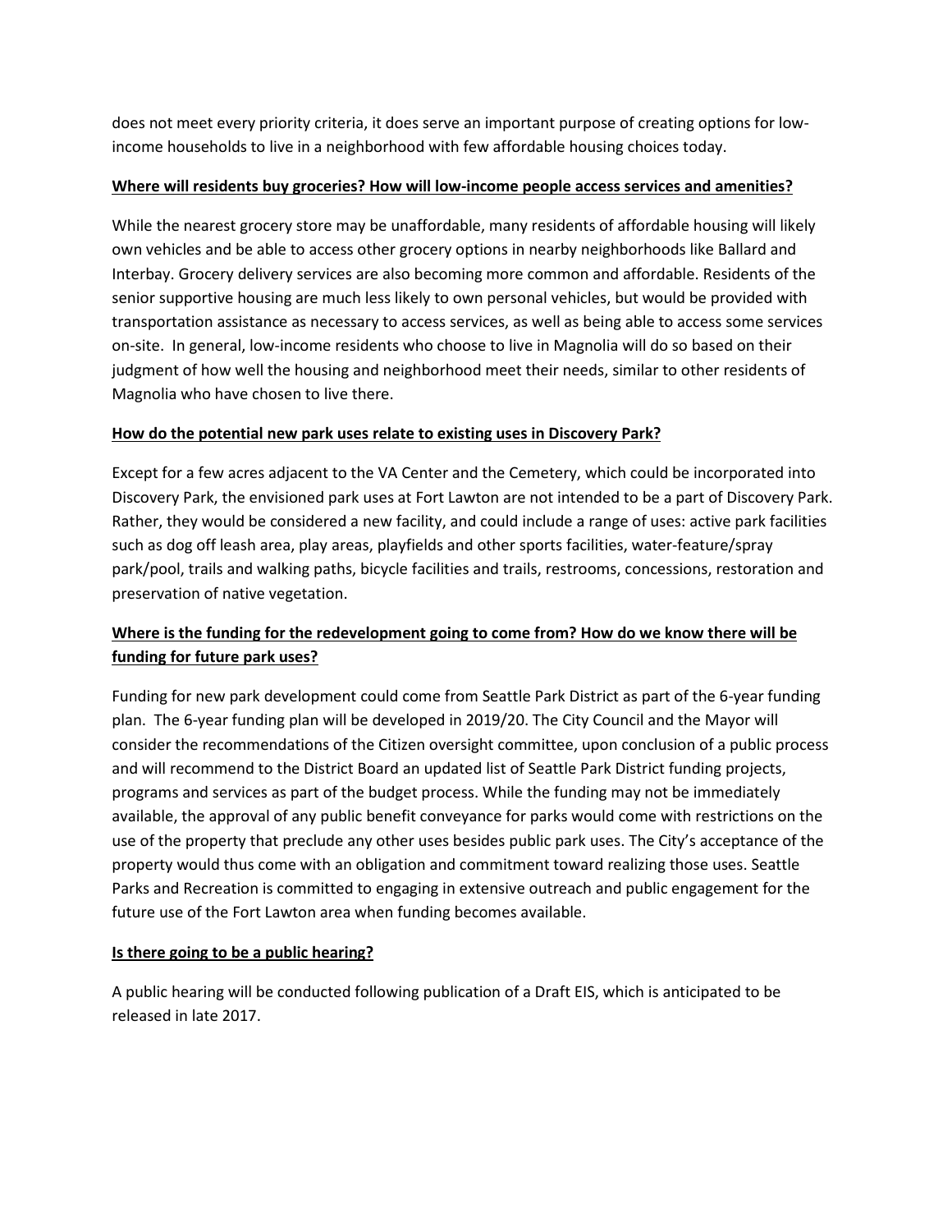does not meet every priority criteria, it does serve an important purpose of creating options for low-income households to live in a neighborhood with few affordable housing choices today.

**Where will residents buy groceries? How will low-income people access services and amenities?**

While the nearest grocery store may be unaffordable, many residents of affordable housing will likely own vehicles and be able to access other grocery options in nearby neighborhoods like Ballard and Interbay. Grocery delivery services are also becoming more common and affordable. Residents of the senior supportive housing are much less likely to own personal vehicles, but would be provided with transportation assistance as necessary to access services, as well as being able to access some services on-site. In general, low-income residents who choose to live in Magnolia will do so based on their judgment of how well the housing and neighborhood meet their needs, similar to other residents of Magnolia who have chosen to live there.

**How do the potential new park uses relate to existing uses in Discovery Park?**

Except for a few acres adjacent to the VA Center and the Cemetery, which could be incorporated into Discovery Park, the envisioned park uses at Fort Lawton are not intended to be a part of Discovery Park. Rather, they would be considered a new facility, and could include a range of uses: active park facilities such as dog off leash area, play areas, playfields and other sports facilities, water-feature/spray park/pool, trails and walking paths, bicycle facilities and trails, restrooms, concessions, restoration and preservation of native vegetation.

**Where is the funding for the redevelopment going to come from? How do we know there will be funding for future park uses?**

Funding for new park development could come from Seattle Park District as part of the 6-year funding plan. The 6-year funding plan will be developed in 2019/20. The City Council and the Mayor will consider the recommendations of the Citizen oversight committee, upon conclusion of a public process and will recommend to the District Board an updated list of Seattle Park District funding projects, programs and services as part of the budget process. While the funding may not be immediately available, the approval of any public benefit conveyance for parks would come with restrictions on the use of the property that preclude any other uses besides public park uses. The City's acceptance of the property would thus come with an obligation and commitment toward realizing those uses. Seattle Parks and Recreation is committed to engaging in extensive outreach and public engagement for the future use of the Fort Lawton area when funding becomes available.

**Is there going to be a public hearing?**

A public hearing will be conducted following publication of a Draft EIS, which is anticipated to be released in late 2017.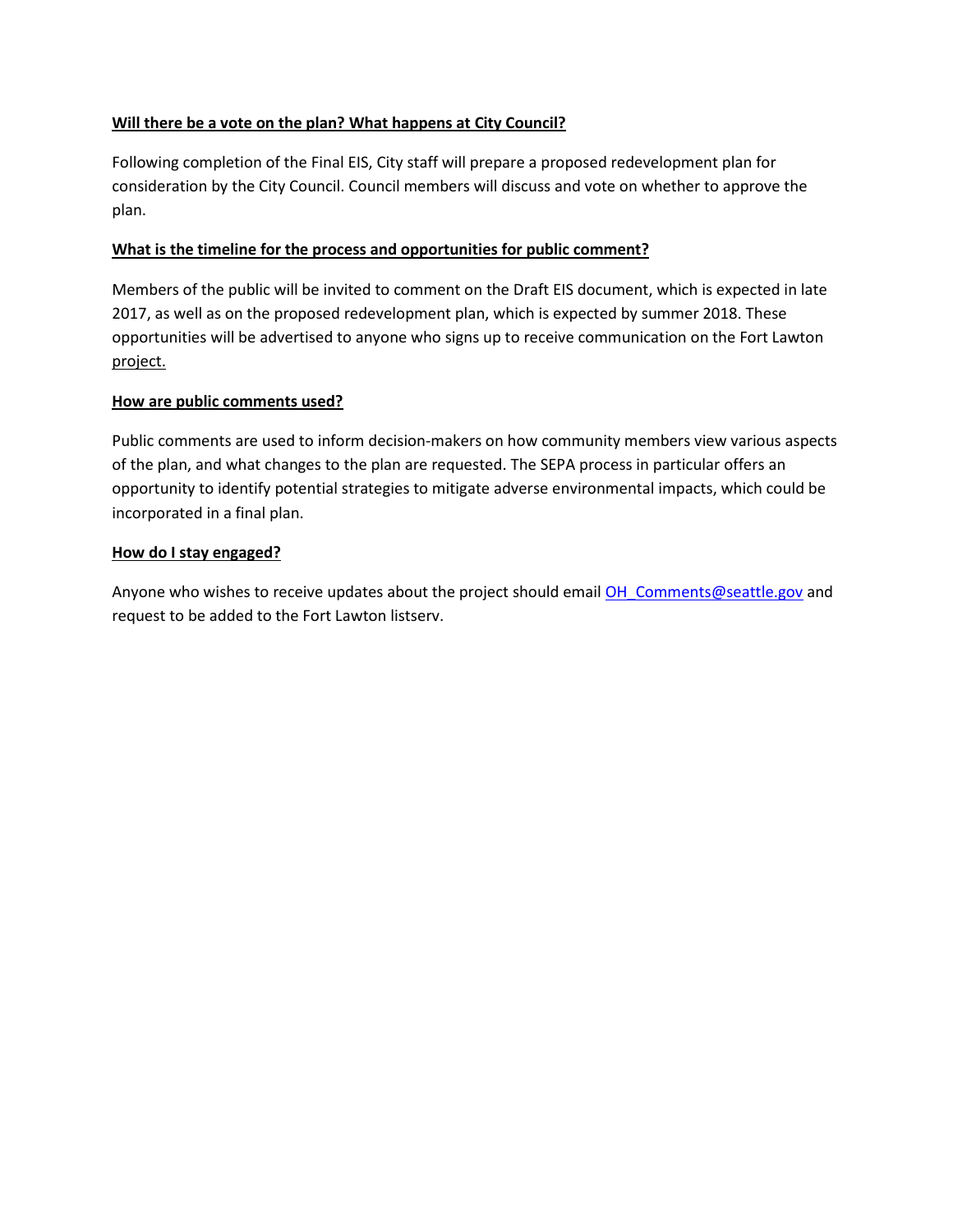**<u>Will there be a vote on the plan? What happens at City Council?</u>**

Following completion of the Final EIS, City staff will prepare a proposed redevelopment plan for consideration by the City Council. Council members will discuss and vote on whether to approve the plan.

**<u>What is the timeline for the process and opportunities for public comment?</u>**

Members of the public will be invited to comment on the Draft EIS document, which is expected in late 2017, as well as on the proposed redevelopment plan, which is expected by summer 2018. These opportunities will be advertised to anyone who signs up to receive communication on the Fort Lawton project.

**<u>How are public comments used?</u>**

Public comments are used to inform decision-makers on how community members view various aspects of the plan, and what changes to the plan are requested. The SEPA process in particular offers an opportunity to identify potential strategies to mitigate adverse environmental impacts, which could be incorporated in a final plan.

**<u>How do I stay engaged?</u>**

Anyone who wishes to receive updates about the project should email OH_Comments@seattle.gov and request to be added to the Fort Lawton listserv.